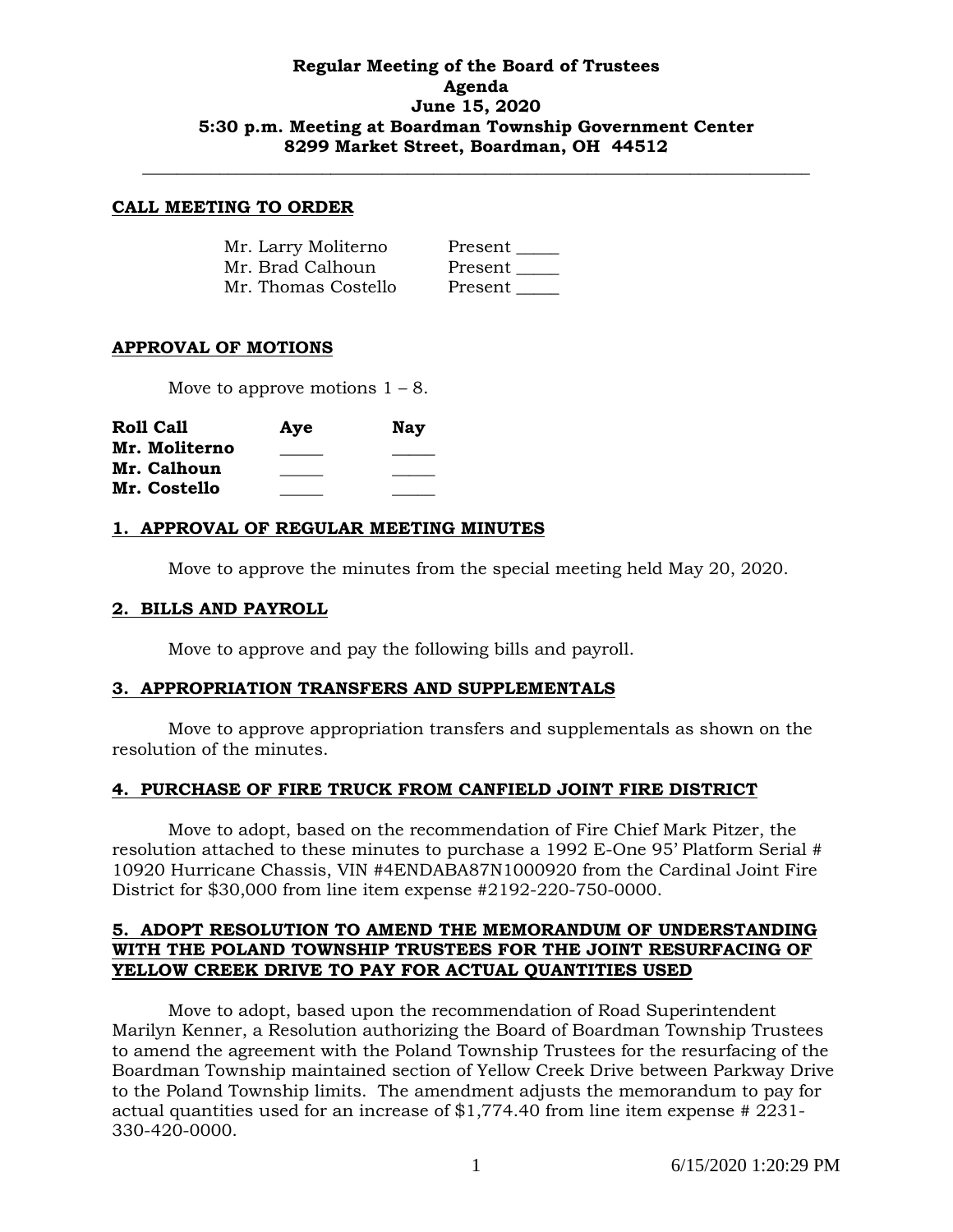**Regular Meeting of the Board of Trustees**
**Agenda**
**June 15, 2020**
**5:30 p.m. Meeting at Boardman Township Government Center**
**8299 Market Street, Boardman, OH 44512**

---

## CALL MEETING TO ORDER

| | |
|---|---|
| Mr. Larry Moliterno | Present _____ |
| Mr. Brad Calhoun | Present _____ |
| Mr. Thomas Costello | Present _____ |

## APPROVAL OF MOTIONS

Move to approve motions 1 – 8.

| **Roll Call** | **Aye** | **Nay** |
|---|---|---|
| **Mr. Moliterno** | _____ | _____ |
| **Mr. Calhoun** | _____ | _____ |
| **Mr. Costello** | _____ | _____ |

## 1. APPROVAL OF REGULAR MEETING MINUTES

Move to approve the minutes from the special meeting held May 20, 2020.

## 2. BILLS AND PAYROLL

Move to approve and pay the following bills and payroll.

## 3. APPROPRIATION TRANSFERS AND SUPPLEMENTALS

Move to approve appropriation transfers and supplementals as shown on the resolution of the minutes.

## 4. PURCHASE OF FIRE TRUCK FROM CANFIELD JOINT FIRE DISTRICT

Move to adopt, based on the recommendation of Fire Chief Mark Pitzer, the resolution attached to these minutes to purchase a 1992 E-One 95' Platform Serial # 10920 Hurricane Chassis, VIN #4ENDABA87N1000920 from the Cardinal Joint Fire District for $30,000 from line item expense #2192-220-750-0000.

## 5. ADOPT RESOLUTION TO AMEND THE MEMORANDUM OF UNDERSTANDING WITH THE POLAND TOWNSHIP TRUSTEES FOR THE JOINT RESURFACING OF YELLOW CREEK DRIVE TO PAY FOR ACTUAL QUANTITIES USED

Move to adopt, based upon the recommendation of Road Superintendent Marilyn Kenner, a Resolution authorizing the Board of Boardman Township Trustees to amend the agreement with the Poland Township Trustees for the resurfacing of the Boardman Township maintained section of Yellow Creek Drive between Parkway Drive to the Poland Township limits. The amendment adjusts the memorandum to pay for actual quantities used for an increase of $1,774.40 from line item expense # 2231-330-420-0000.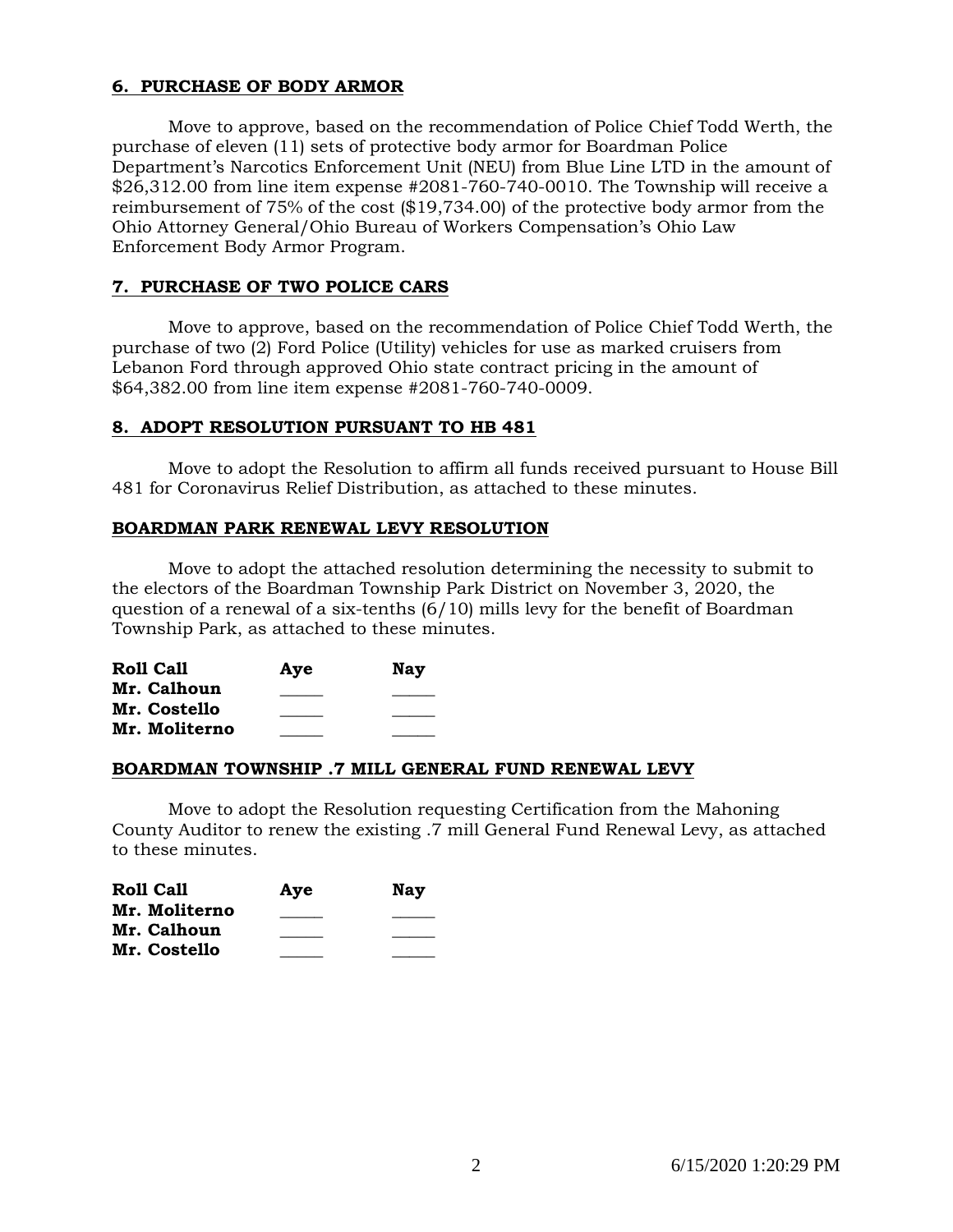**6. PURCHASE OF BODY ARMOR**

Move to approve, based on the recommendation of Police Chief Todd Werth, the purchase of eleven (11) sets of protective body armor for Boardman Police Department's Narcotics Enforcement Unit (NEU) from Blue Line LTD in the amount of $26,312.00 from line item expense #2081-760-740-0010. The Township will receive a reimbursement of 75% of the cost ($19,734.00) of the protective body armor from the Ohio Attorney General/Ohio Bureau of Workers Compensation's Ohio Law Enforcement Body Armor Program.

**7. PURCHASE OF TWO POLICE CARS**

Move to approve, based on the recommendation of Police Chief Todd Werth, the purchase of two (2) Ford Police (Utility) vehicles for use as marked cruisers from Lebanon Ford through approved Ohio state contract pricing in the amount of $64,382.00 from line item expense #2081-760-740-0009.

**8. ADOPT RESOLUTION PURSUANT TO HB 481**

Move to adopt the Resolution to affirm all funds received pursuant to House Bill 481 for Coronavirus Relief Distribution, as attached to these minutes.

**BOARDMAN PARK RENEWAL LEVY RESOLUTION**

Move to adopt the attached resolution determining the necessity to submit to the electors of the Boardman Township Park District on November 3, 2020, the question of a renewal of a six-tenths (6/10) mills levy for the benefit of Boardman Township Park, as attached to these minutes.

| Roll Call | Aye | Nay |
|---|---|---|
| Mr. Calhoun | _____ | _____ |
| Mr. Costello | _____ | _____ |
| Mr. Moliterno | _____ | _____ |

**BOARDMAN TOWNSHIP .7 MILL GENERAL FUND RENEWAL LEVY**

Move to adopt the Resolution requesting Certification from the Mahoning County Auditor to renew the existing .7 mill General Fund Renewal Levy, as attached to these minutes.

| Roll Call | Aye | Nay |
|---|---|---|
| Mr. Moliterno | _____ | _____ |
| Mr. Calhoun | _____ | _____ |
| Mr. Costello | _____ | _____ |

6/15/2020 1:20:29 PM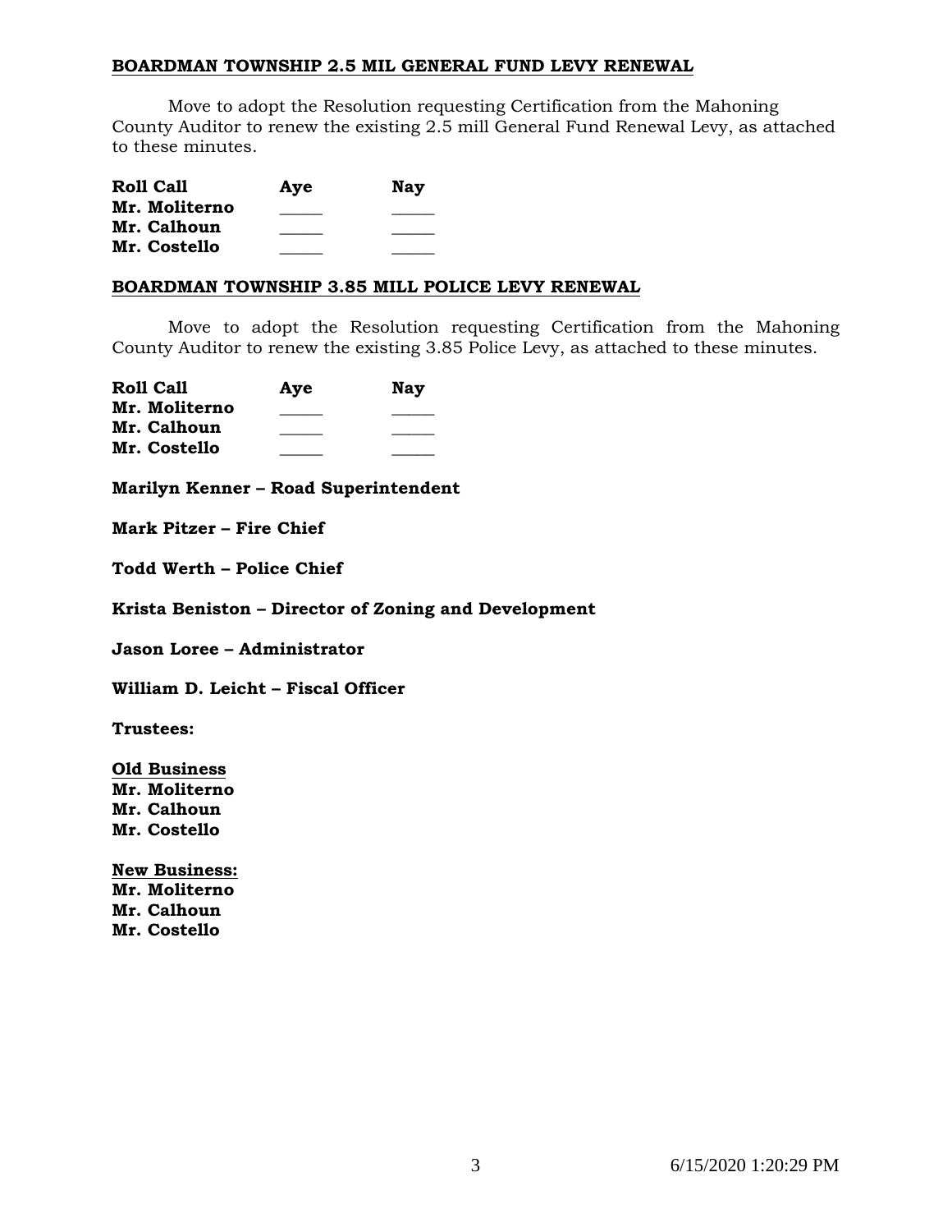**BOARDMAN TOWNSHIP 2.5 MIL GENERAL FUND LEVY RENEWAL**

Move to adopt the Resolution requesting Certification from the Mahoning County Auditor to renew the existing 2.5 mill General Fund Renewal Levy, as attached to these minutes.

| Roll Call | Aye | Nay |
|---|---|---|
| Mr. Moliterno | _____ | _____ |
| Mr. Calhoun | _____ | _____ |
| Mr. Costello | _____ | _____ |

**BOARDMAN TOWNSHIP 3.85 MILL POLICE LEVY RENEWAL**

Move to adopt the Resolution requesting Certification from the Mahoning County Auditor to renew the existing 3.85 Police Levy, as attached to these minutes.

| Roll Call | Aye | Nay |
|---|---|---|
| Mr. Moliterno | _____ | _____ |
| Mr. Calhoun | _____ | _____ |
| Mr. Costello | _____ | _____ |

**Marilyn Kenner – Road Superintendent**

**Mark Pitzer – Fire Chief**

**Todd Werth – Police Chief**

**Krista Beniston – Director of Zoning and Development**

**Jason Loree – Administrator**

**William D. Leicht – Fiscal Officer**

**Trustees:**

**Old Business**
**Mr. Moliterno**
**Mr. Calhoun**
**Mr. Costello**

**New Business:**
**Mr. Moliterno**
**Mr. Calhoun**
**Mr. Costello**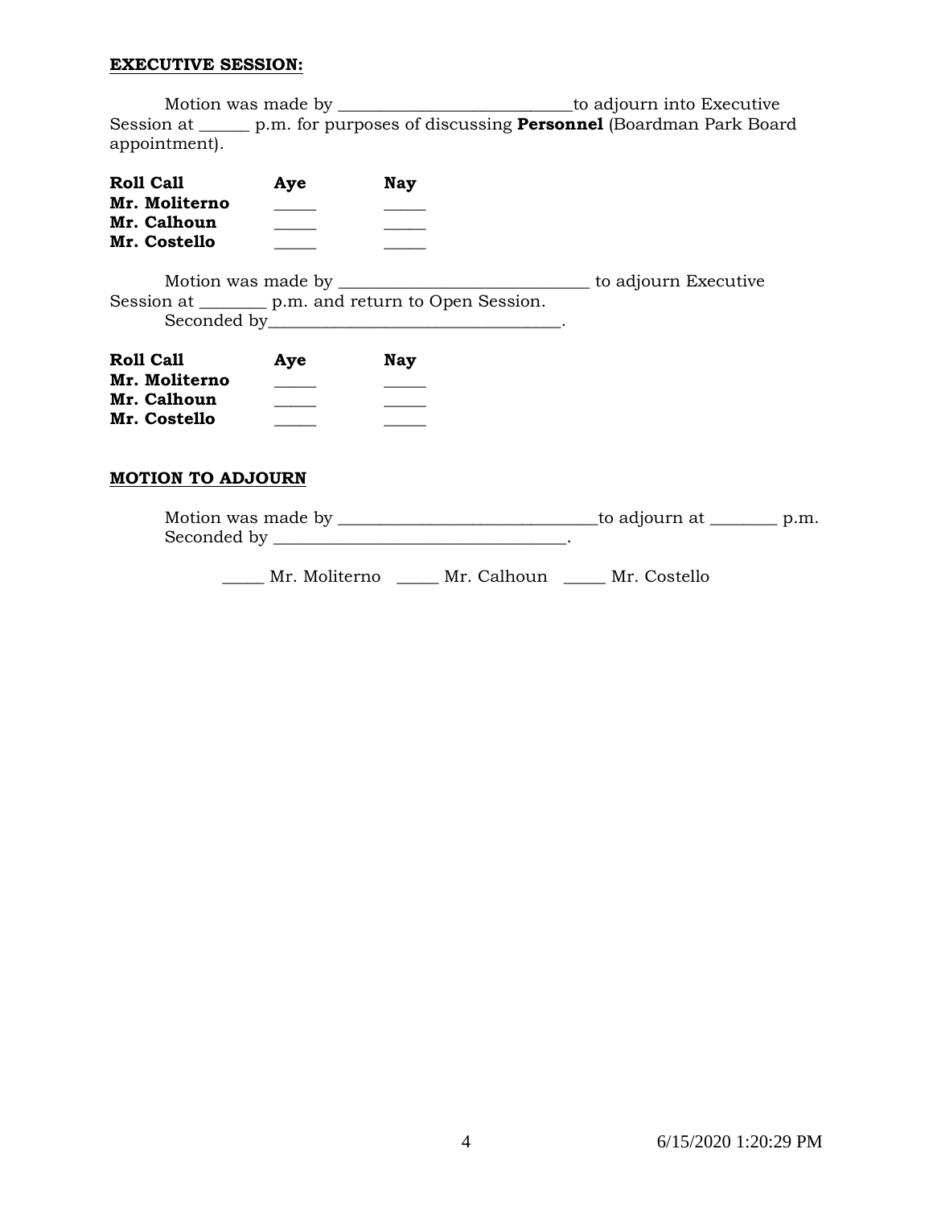**EXECUTIVE SESSION:**

Motion was made by ___________________________to adjourn into Executive Session at ______ p.m. for purposes of discussing **Personnel** (Boardman Park Board appointment).

| **Roll Call** | **Aye** | **Nay** |
|---|---|---|
| **Mr. Moliterno** | _____ | _____ |
| **Mr. Calhoun** | _____ | _____ |
| **Mr. Costello** | _____ | _____ |

Motion was made by _____________________________ to adjourn Executive Session at ________ p.m. and return to Open Session.
Seconded by___________________________________.

| **Roll Call** | **Aye** | **Nay** |
|---|---|---|
| **Mr. Moliterno** | _____ | _____ |
| **Mr. Calhoun** | _____ | _____ |
| **Mr. Costello** | _____ | _____ |

**MOTION TO ADJOURN**

Motion was made by ______________________________to adjourn at ________ p.m.
Seconded by __________________________________.

_____ Mr. Moliterno _____ Mr. Calhoun _____ Mr. Costello

6/15/2020 1:20:29 PM